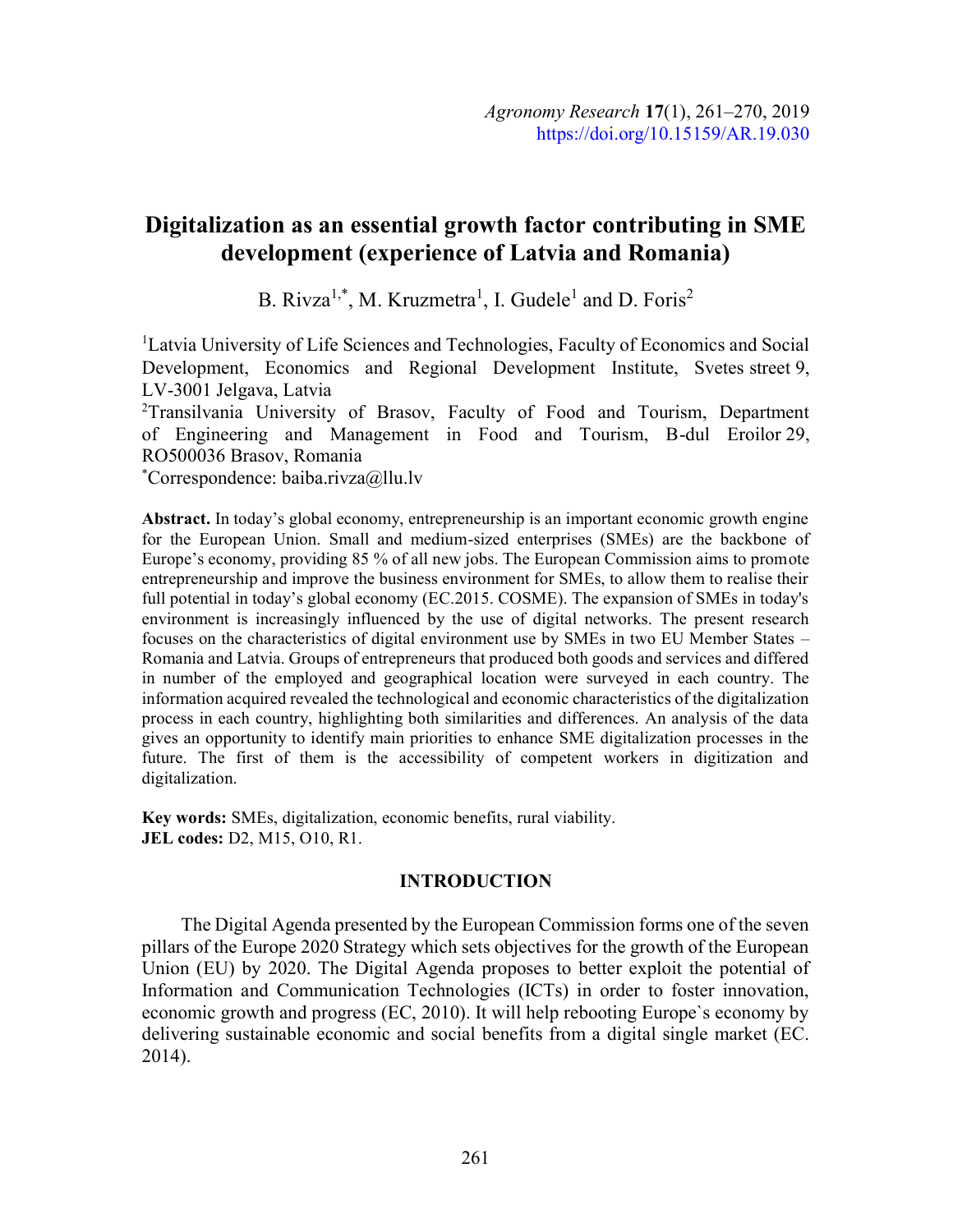# Digitalization as an essential growth factor contributing in SME development (experience of Latvia and Romania)

B. Rivza[1,*], M. Kruzmetra[1], I. Gudele[1] and D. Foris[2]

[1]Latvia University of Life Sciences and Technologies, Faculty of Economics and Social Development, Economics and Regional Development Institute, Svetes street 9, LV-3001 Jelgava, Latvia

[2]Transilvania University of Brasov, Faculty of Food and Tourism, Department of Engineering and Management in Food and Tourism, B-dul Eroilor 29, RO500036 Brasov, Romania

[*]Correspondence: baiba.rivza@llu.lv

**Abstract.** In today's global economy, entrepreneurship is an important economic growth engine for the European Union. Small and medium-sized enterprises (SMEs) are the backbone of Europe's economy, providing 85 % of all new jobs. The European Commission aims to promote entrepreneurship and improve the business environment for SMEs, to allow them to realise their full potential in today's global economy (EC.2015. COSME). The expansion of SMEs in today's environment is increasingly influenced by the use of digital networks. The present research focuses on the characteristics of digital environment use by SMEs in two EU Member States – Romania and Latvia. Groups of entrepreneurs that produced both goods and services and differed in number of the employed and geographical location were surveyed in each country. The information acquired revealed the technological and economic characteristics of the digitalization process in each country, highlighting both similarities and differences. An analysis of the data gives an opportunity to identify main priorities to enhance SME digitalization processes in the future. The first of them is the accessibility of competent workers in digitization and digitalization.

**Key words:** SMEs, digitalization, economic benefits, rural viability.
**JEL codes:** D2, M15, O10, R1.

## INTRODUCTION

The Digital Agenda presented by the European Commission forms one of the seven pillars of the Europe 2020 Strategy which sets objectives for the growth of the European Union (EU) by 2020. The Digital Agenda proposes to better exploit the potential of Information and Communication Technologies (ICTs) in order to foster innovation, economic growth and progress (EC, 2010). It will help rebooting Europe`s economy by delivering sustainable economic and social benefits from a digital single market (EC. 2014).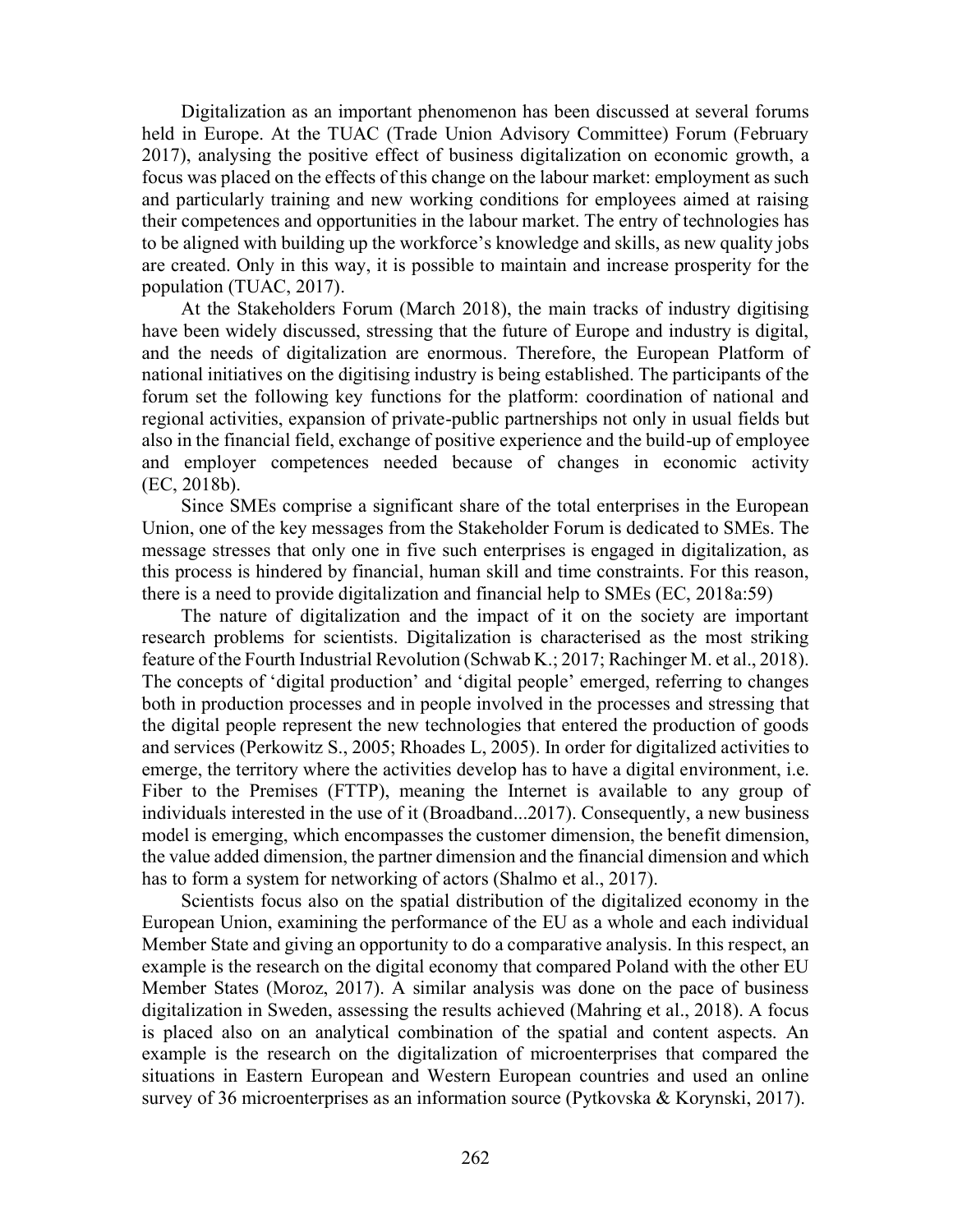Digitalization as an important phenomenon has been discussed at several forums held in Europe. At the TUAC (Trade Union Advisory Committee) Forum (February 2017), analysing the positive effect of business digitalization on economic growth, a focus was placed on the effects of this change on the labour market: employment as such and particularly training and new working conditions for employees aimed at raising their competences and opportunities in the labour market. The entry of technologies has to be aligned with building up the workforce's knowledge and skills, as new quality jobs are created. Only in this way, it is possible to maintain and increase prosperity for the population (TUAC, 2017).

At the Stakeholders Forum (March 2018), the main tracks of industry digitising have been widely discussed, stressing that the future of Europe and industry is digital, and the needs of digitalization are enormous. Therefore, the European Platform of national initiatives on the digitising industry is being established. The participants of the forum set the following key functions for the platform: coordination of national and regional activities, expansion of private-public partnerships not only in usual fields but also in the financial field, exchange of positive experience and the build-up of employee and employer competences needed because of changes in economic activity (EC, 2018b).

Since SMEs comprise a significant share of the total enterprises in the European Union, one of the key messages from the Stakeholder Forum is dedicated to SMEs. The message stresses that only one in five such enterprises is engaged in digitalization, as this process is hindered by financial, human skill and time constraints. For this reason, there is a need to provide digitalization and financial help to SMEs (EC, 2018a:59)

The nature of digitalization and the impact of it on the society are important research problems for scientists. Digitalization is characterised as the most striking feature of the Fourth Industrial Revolution (Schwab K.; 2017; Rachinger M. et al., 2018). The concepts of 'digital production' and 'digital people' emerged, referring to changes both in production processes and in people involved in the processes and stressing that the digital people represent the new technologies that entered the production of goods and services (Perkowitz S., 2005; Rhoades L, 2005). In order for digitalized activities to emerge, the territory where the activities develop has to have a digital environment, i.e. Fiber to the Premises (FTTP), meaning the Internet is available to any group of individuals interested in the use of it (Broadband...2017). Consequently, a new business model is emerging, which encompasses the customer dimension, the benefit dimension, the value added dimension, the partner dimension and the financial dimension and which has to form a system for networking of actors (Shalmo et al., 2017).

Scientists focus also on the spatial distribution of the digitalized economy in the European Union, examining the performance of the EU as a whole and each individual Member State and giving an opportunity to do a comparative analysis. In this respect, an example is the research on the digital economy that compared Poland with the other EU Member States (Moroz, 2017). A similar analysis was done on the pace of business digitalization in Sweden, assessing the results achieved (Mahring et al., 2018). A focus is placed also on an analytical combination of the spatial and content aspects. An example is the research on the digitalization of microenterprises that compared the situations in Eastern European and Western European countries and used an online survey of 36 microenterprises as an information source (Pytkovska & Korynski, 2017).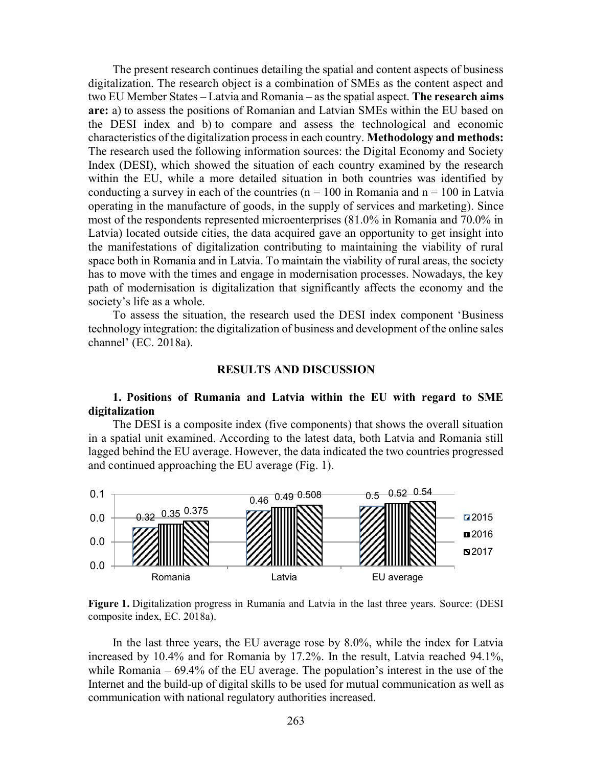The present research continues detailing the spatial and content aspects of business digitalization. The research object is a combination of SMEs as the content aspect and two EU Member States – Latvia and Romania – as the spatial aspect. **The research aims are:** a) to assess the positions of Romanian and Latvian SMEs within the EU based on the DESI index and b) to compare and assess the technological and economic characteristics of the digitalization process in each country. **Methodology and methods:** The research used the following information sources: the Digital Economy and Society Index (DESI), which showed the situation of each country examined by the research within the EU, while a more detailed situation in both countries was identified by conducting a survey in each of the countries (n = 100 in Romania and n = 100 in Latvia operating in the manufacture of goods, in the supply of services and marketing). Since most of the respondents represented microenterprises (81.0% in Romania and 70.0% in Latvia) located outside cities, the data acquired gave an opportunity to get insight into the manifestations of digitalization contributing to maintaining the viability of rural space both in Romania and in Latvia. To maintain the viability of rural areas, the society has to move with the times and engage in modernisation processes. Nowadays, the key path of modernisation is digitalization that significantly affects the economy and the society's life as a whole.

To assess the situation, the research used the DESI index component 'Business technology integration: the digitalization of business and development of the online sales channel' (EC. 2018a).

## RESULTS AND DISCUSSION

### 1. Positions of Rumania and Latvia within the EU with regard to SME digitalization

The DESI is a composite index (five components) that shows the overall situation in a spatial unit examined. According to the latest data, both Latvia and Romania still lagged behind the EU average. However, the data indicated the two countries progressed and continued approaching the EU average (Fig. 1).

| | 2015 | 2016 | 2017 |
|---|---|---|---|
| Romania | 0.32 | 0.35 | 0.375 |
| Latvia | 0.46 | 0.49 | 0.508 |
| EU average | 0.5 | 0.52 | 0.54 |

**Figure 1.** Digitalization progress in Rumania and Latvia in the last three years. Source: (DESI composite index, EC. 2018a).

In the last three years, the EU average rose by 8.0%, while the index for Latvia increased by 10.4% and for Romania by 17.2%. In the result, Latvia reached 94.1%, while Romania – 69.4% of the EU average. The population's interest in the use of the Internet and the build-up of digital skills to be used for mutual communication as well as communication with national regulatory authorities increased.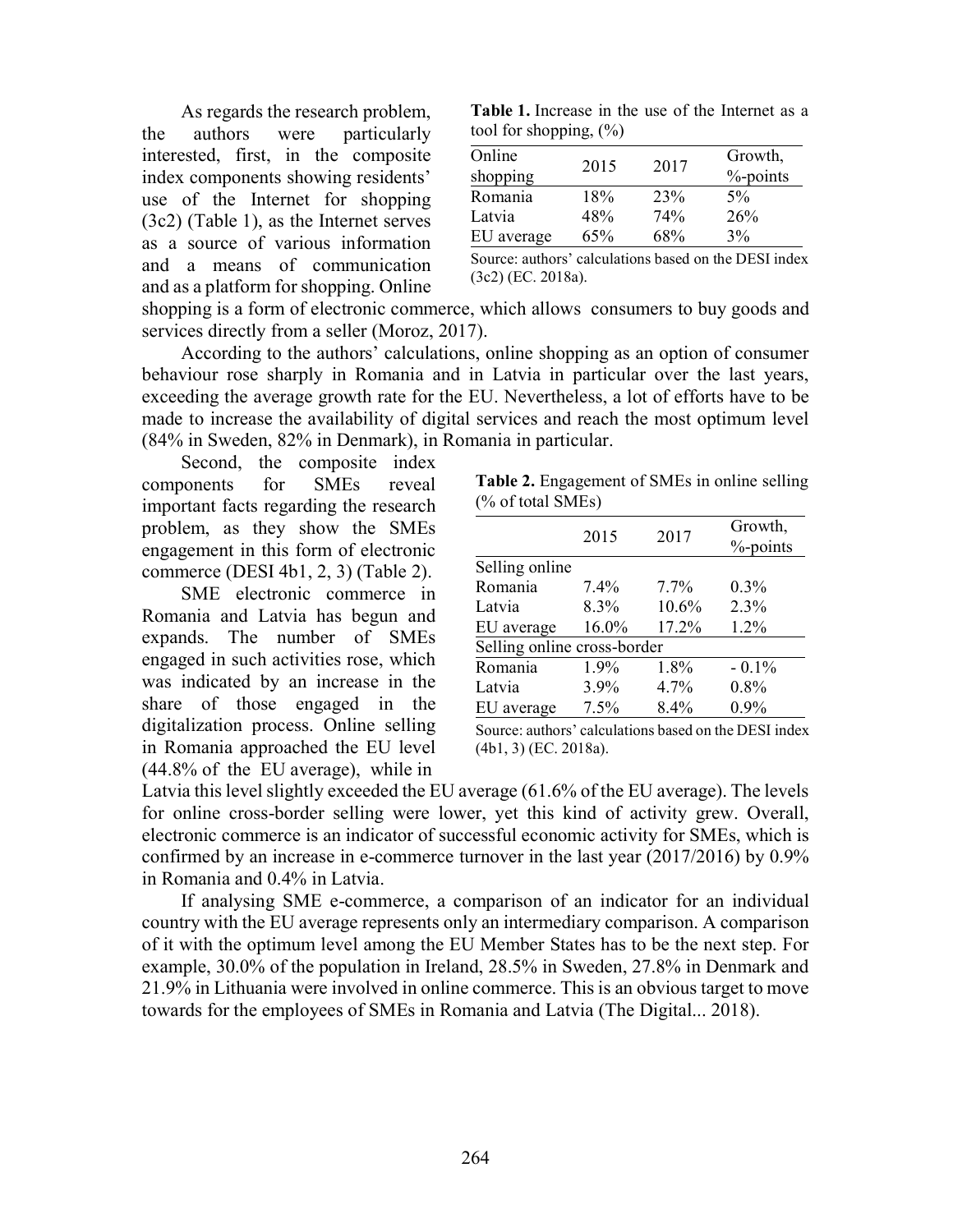As regards the research problem, the authors were particularly interested, first, in the composite index components showing residents' use of the Internet for shopping (3c2) (Table 1), as the Internet serves as a source of various information and a means of communication and as a platform for shopping. Online shopping is a form of electronic commerce, which allows consumers to buy goods and services directly from a seller (Moroz, 2017).

**Table 1.** Increase in the use of the Internet as a tool for shopping, (%)

| Online shopping | 2015 | 2017 | Growth, %-points |
|---|---|---|---|
| Romania | 18% | 23% | 5% |
| Latvia | 48% | 74% | 26% |
| EU average | 65% | 68% | 3% |

Source: authors' calculations based on the DESI index (3c2) (EC. 2018a).

According to the authors' calculations, online shopping as an option of consumer behaviour rose sharply in Romania and in Latvia in particular over the last years, exceeding the average growth rate for the EU. Nevertheless, a lot of efforts have to be made to increase the availability of digital services and reach the most optimum level (84% in Sweden, 82% in Denmark), in Romania in particular.

Second, the composite index components for SMEs reveal important facts regarding the research problem, as they show the SMEs engagement in this form of electronic commerce (DESI 4b1, 2, 3) (Table 2).

**Table 2.** Engagement of SMEs in online selling (% of total SMEs)

| | 2015 | 2017 | Growth, %-points |
|---|---|---|---|
| Selling online | | | |
| Romania | 7.4% | 7.7% | 0.3% |
| Latvia | 8.3% | 10.6% | 2.3% |
| EU average | 16.0% | 17.2% | 1.2% |
| Selling online cross-border | | | |
| Romania | 1.9% | 1.8% | - 0.1% |
| Latvia | 3.9% | 4.7% | 0.8% |
| EU average | 7.5% | 8.4% | 0.9% |

Source: authors' calculations based on the DESI index (4b1, 3) (EC. 2018a).

SME electronic commerce in Romania and Latvia has begun and expands. The number of SMEs engaged in such activities rose, which was indicated by an increase in the share of those engaged in the digitalization process. Online selling in Romania approached the EU level (44.8% of the EU average), while in Latvia this level slightly exceeded the EU average (61.6% of the EU average). The levels for online cross-border selling were lower, yet this kind of activity grew. Overall, electronic commerce is an indicator of successful economic activity for SMEs, which is confirmed by an increase in e-commerce turnover in the last year (2017/2016) by 0.9% in Romania and 0.4% in Latvia.

If analysing SME e-commerce, a comparison of an indicator for an individual country with the EU average represents only an intermediary comparison. A comparison of it with the optimum level among the EU Member States has to be the next step. For example, 30.0% of the population in Ireland, 28.5% in Sweden, 27.8% in Denmark and 21.9% in Lithuania were involved in online commerce. This is an obvious target to move towards for the employees of SMEs in Romania and Latvia (The Digital... 2018).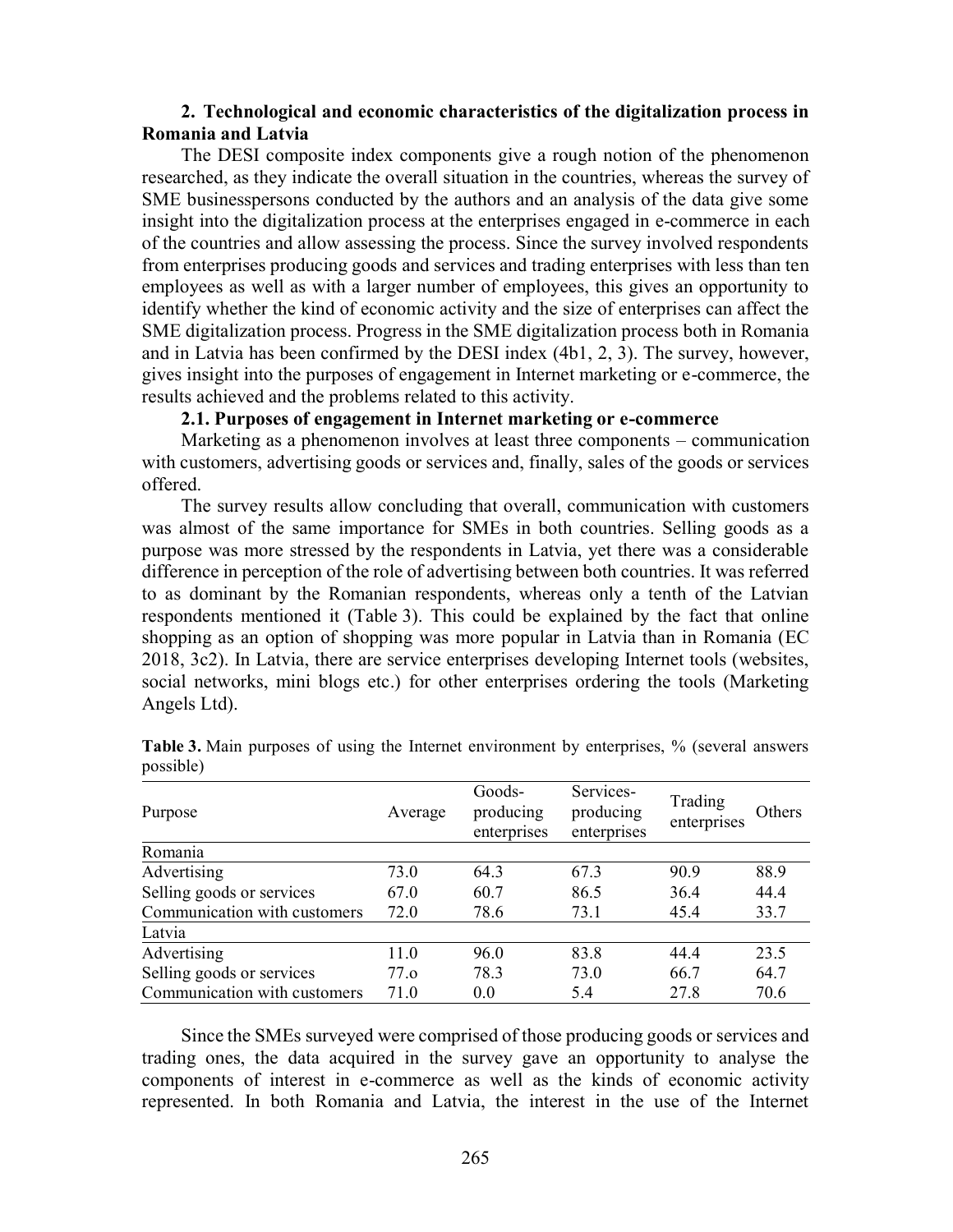### 2. Technological and economic characteristics of the digitalization process in Romania and Latvia

The DESI composite index components give a rough notion of the phenomenon researched, as they indicate the overall situation in the countries, whereas the survey of SME businesspersons conducted by the authors and an analysis of the data give some insight into the digitalization process at the enterprises engaged in e-commerce in each of the countries and allow assessing the process. Since the survey involved respondents from enterprises producing goods and services and trading enterprises with less than ten employees as well as with a larger number of employees, this gives an opportunity to identify whether the kind of economic activity and the size of enterprises can affect the SME digitalization process. Progress in the SME digitalization process both in Romania and in Latvia has been confirmed by the DESI index (4b1, 2, 3). The survey, however, gives insight into the purposes of engagement in Internet marketing or e-commerce, the results achieved and the problems related to this activity.

#### 2.1. Purposes of engagement in Internet marketing or e-commerce

Marketing as a phenomenon involves at least three components – communication with customers, advertising goods or services and, finally, sales of the goods or services offered.

The survey results allow concluding that overall, communication with customers was almost of the same importance for SMEs in both countries. Selling goods as a purpose was more stressed by the respondents in Latvia, yet there was a considerable difference in perception of the role of advertising between both countries. It was referred to as dominant by the Romanian respondents, whereas only a tenth of the Latvian respondents mentioned it (Table 3). This could be explained by the fact that online shopping as an option of shopping was more popular in Latvia than in Romania (EC 2018, 3c2). In Latvia, there are service enterprises developing Internet tools (websites, social networks, mini blogs etc.) for other enterprises ordering the tools (Marketing Angels Ltd).

**Table 3.** Main purposes of using the Internet environment by enterprises, % (several answers possible)

| Purpose | Average | Goods-producing enterprises | Services-producing enterprises | Trading enterprises | Others |
|---|---|---|---|---|---|
| Romania | | | | | |
| Advertising | 73.0 | 64.3 | 67.3 | 90.9 | 88.9 |
| Selling goods or services | 67.0 | 60.7 | 86.5 | 36.4 | 44.4 |
| Communication with customers | 72.0 | 78.6 | 73.1 | 45.4 | 33.7 |
| Latvia | | | | | |
| Advertising | 11.0 | 96.0 | 83.8 | 44.4 | 23.5 |
| Selling goods or services | 77.o | 78.3 | 73.0 | 66.7 | 64.7 |
| Communication with customers | 71.0 | 0.0 | 5.4 | 27.8 | 70.6 |

Since the SMEs surveyed were comprised of those producing goods or services and trading ones, the data acquired in the survey gave an opportunity to analyse the components of interest in e-commerce as well as the kinds of economic activity represented. In both Romania and Latvia, the interest in the use of the Internet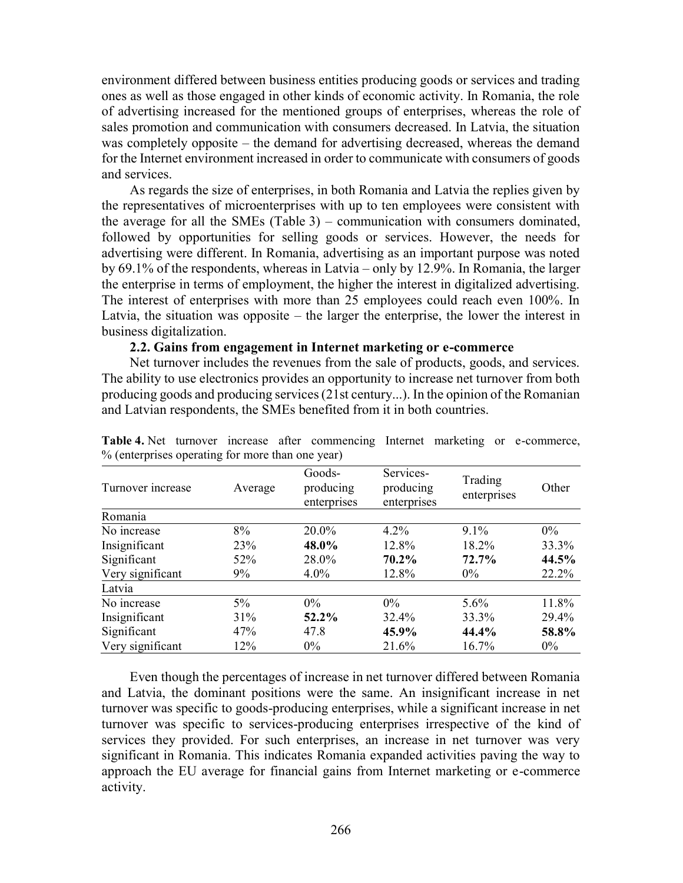environment differed between business entities producing goods or services and trading ones as well as those engaged in other kinds of economic activity. In Romania, the role of advertising increased for the mentioned groups of enterprises, whereas the role of sales promotion and communication with consumers decreased. In Latvia, the situation was completely opposite – the demand for advertising decreased, whereas the demand for the Internet environment increased in order to communicate with consumers of goods and services.

As regards the size of enterprises, in both Romania and Latvia the replies given by the representatives of microenterprises with up to ten employees were consistent with the average for all the SMEs (Table 3) – communication with consumers dominated, followed by opportunities for selling goods or services. However, the needs for advertising were different. In Romania, advertising as an important purpose was noted by 69.1% of the respondents, whereas in Latvia – only by 12.9%. In Romania, the larger the enterprise in terms of employment, the higher the interest in digitalized advertising. The interest of enterprises with more than 25 employees could reach even 100%. In Latvia, the situation was opposite – the larger the enterprise, the lower the interest in business digitalization.

### 2.2. Gains from engagement in Internet marketing or e-commerce

Net turnover includes the revenues from the sale of products, goods, and services. The ability to use electronics provides an opportunity to increase net turnover from both producing goods and producing services (21st century...). In the opinion of the Romanian and Latvian respondents, the SMEs benefited from it in both countries.

**Table 4.** Net turnover increase after commencing Internet marketing or e-commerce, % (enterprises operating for more than one year)

| Turnover increase | Average | Goods-producing enterprises | Services-producing enterprises | Trading enterprises | Other |
|---|---|---|---|---|---|
| Romania | | | | | |
| No increase | 8% | 20.0% | 4.2% | 9.1% | 0% |
| Insignificant | 23% | **48.0%** | 12.8% | 18.2% | 33.3% |
| Significant | 52% | 28.0% | **70.2%** | **72.7%** | **44.5%** |
| Very significant | 9% | 4.0% | 12.8% | 0% | 22.2% |
| Latvia | | | | | |
| No increase | 5% | 0% | 0% | 5.6% | 11.8% |
| Insignificant | 31% | **52.2%** | 32.4% | 33.3% | 29.4% |
| Significant | 47% | 47.8 | **45.9%** | **44.4%** | **58.8%** |
| Very significant | 12% | 0% | 21.6% | 16.7% | 0% |

Even though the percentages of increase in net turnover differed between Romania and Latvia, the dominant positions were the same. An insignificant increase in net turnover was specific to goods-producing enterprises, while a significant increase in net turnover was specific to services-producing enterprises irrespective of the kind of services they provided. For such enterprises, an increase in net turnover was very significant in Romania. This indicates Romania expanded activities paving the way to approach the EU average for financial gains from Internet marketing or e-commerce activity.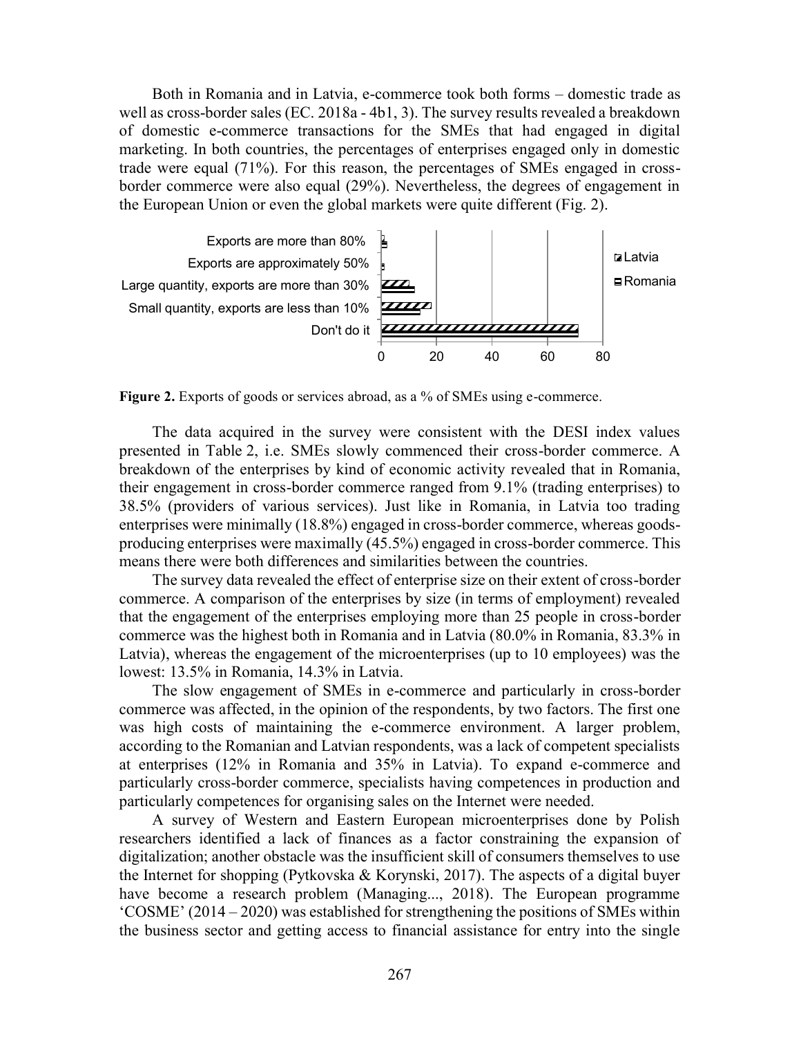Both in Romania and in Latvia, e-commerce took both forms – domestic trade as well as cross-border sales (EC. 2018a - 4b1, 3). The survey results revealed a breakdown of domestic e-commerce transactions for the SMEs that had engaged in digital marketing. In both countries, the percentages of enterprises engaged only in domestic trade were equal (71%). For this reason, the percentages of SMEs engaged in cross-border commerce were also equal (29%). Nevertheless, the degrees of engagement in the European Union or even the global markets were quite different (Fig. 2).

**Figure 2.** Exports of goods or services abroad, as a % of SMEs using e-commerce.

The data acquired in the survey were consistent with the DESI index values presented in Table 2, i.e. SMEs slowly commenced their cross-border commerce. A breakdown of the enterprises by kind of economic activity revealed that in Romania, their engagement in cross-border commerce ranged from 9.1% (trading enterprises) to 38.5% (providers of various services). Just like in Romania, in Latvia too trading enterprises were minimally (18.8%) engaged in cross-border commerce, whereas goods-producing enterprises were maximally (45.5%) engaged in cross-border commerce. This means there were both differences and similarities between the countries.

The survey data revealed the effect of enterprise size on their extent of cross-border commerce. A comparison of the enterprises by size (in terms of employment) revealed that the engagement of the enterprises employing more than 25 people in cross-border commerce was the highest both in Romania and in Latvia (80.0% in Romania, 83.3% in Latvia), whereas the engagement of the microenterprises (up to 10 employees) was the lowest: 13.5% in Romania, 14.3% in Latvia.

The slow engagement of SMEs in e-commerce and particularly in cross-border commerce was affected, in the opinion of the respondents, by two factors. The first one was high costs of maintaining the e-commerce environment. A larger problem, according to the Romanian and Latvian respondents, was a lack of competent specialists at enterprises (12% in Romania and 35% in Latvia). To expand e-commerce and particularly cross-border commerce, specialists having competences in production and particularly competences for organising sales on the Internet were needed.

A survey of Western and Eastern European microenterprises done by Polish researchers identified a lack of finances as a factor constraining the expansion of digitalization; another obstacle was the insufficient skill of consumers themselves to use the Internet for shopping (Pytkovska & Korynski, 2017). The aspects of a digital buyer have become a research problem (Managing..., 2018). The European programme 'COSME' (2014 – 2020) was established for strengthening the positions of SMEs within the business sector and getting access to financial assistance for entry into the single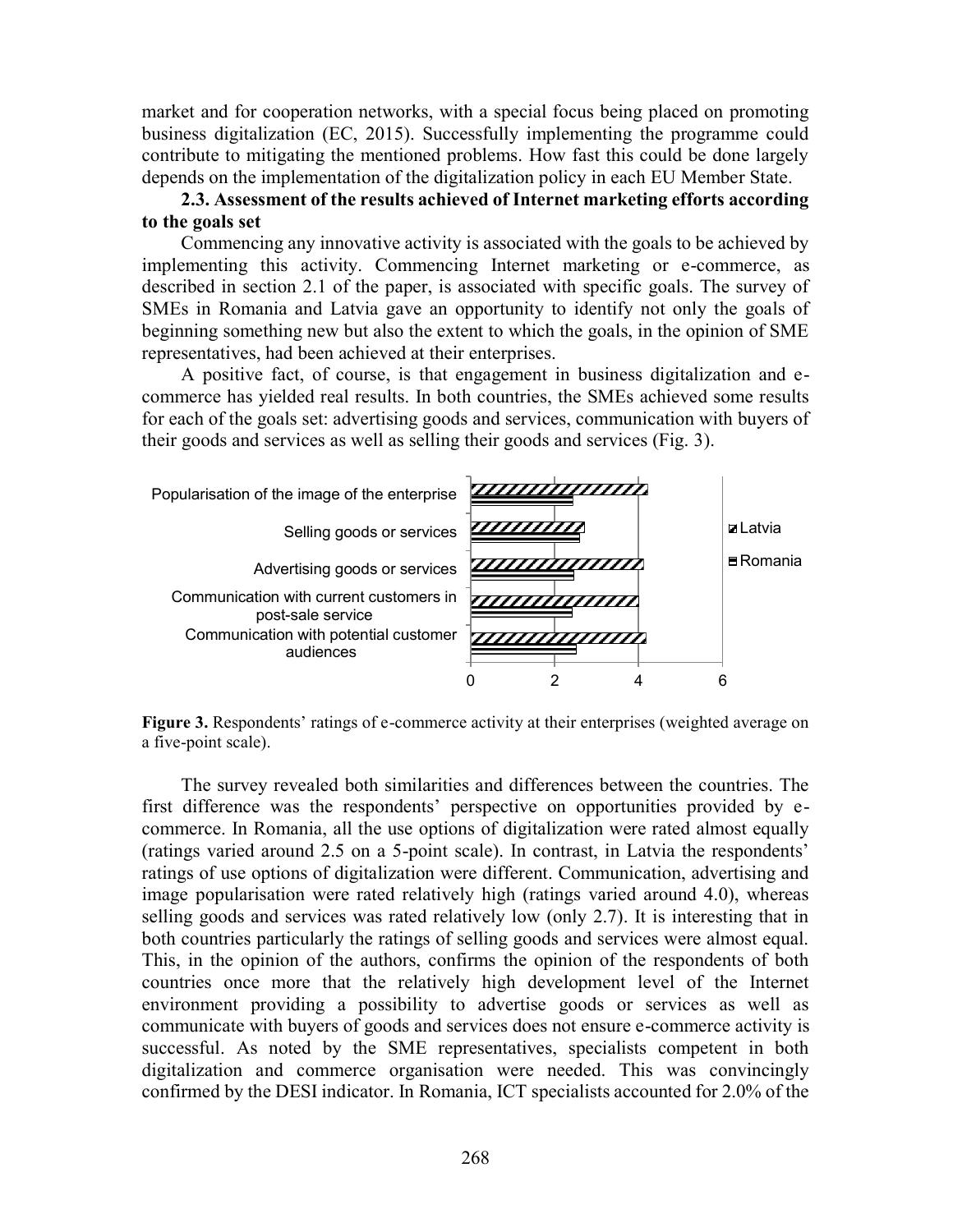market and for cooperation networks, with a special focus being placed on promoting business digitalization (EC, 2015). Successfully implementing the programme could contribute to mitigating the mentioned problems. How fast this could be done largely depends on the implementation of the digitalization policy in each EU Member State.

### 2.3. Assessment of the results achieved of Internet marketing efforts according to the goals set

Commencing any innovative activity is associated with the goals to be achieved by implementing this activity. Commencing Internet marketing or e-commerce, as described in section 2.1 of the paper, is associated with specific goals. The survey of SMEs in Romania and Latvia gave an opportunity to identify not only the goals of beginning something new but also the extent to which the goals, in the opinion of SME representatives, had been achieved at their enterprises.

A positive fact, of course, is that engagement in business digitalization and e-commerce has yielded real results. In both countries, the SMEs achieved some results for each of the goals set: advertising goods and services, communication with buyers of their goods and services as well as selling their goods and services (Fig. 3).

**Figure 3.** Respondents' ratings of e-commerce activity at their enterprises (weighted average on a five-point scale).

The survey revealed both similarities and differences between the countries. The first difference was the respondents' perspective on opportunities provided by e-commerce. In Romania, all the use options of digitalization were rated almost equally (ratings varied around 2.5 on a 5-point scale). In contrast, in Latvia the respondents' ratings of use options of digitalization were different. Communication, advertising and image popularisation were rated relatively high (ratings varied around 4.0), whereas selling goods and services was rated relatively low (only 2.7). It is interesting that in both countries particularly the ratings of selling goods and services were almost equal. This, in the opinion of the authors, confirms the opinion of the respondents of both countries once more that the relatively high development level of the Internet environment providing a possibility to advertise goods or services as well as communicate with buyers of goods and services does not ensure e-commerce activity is successful. As noted by the SME representatives, specialists competent in both digitalization and commerce organisation were needed. This was convincingly confirmed by the DESI indicator. In Romania, ICT specialists accounted for 2.0% of the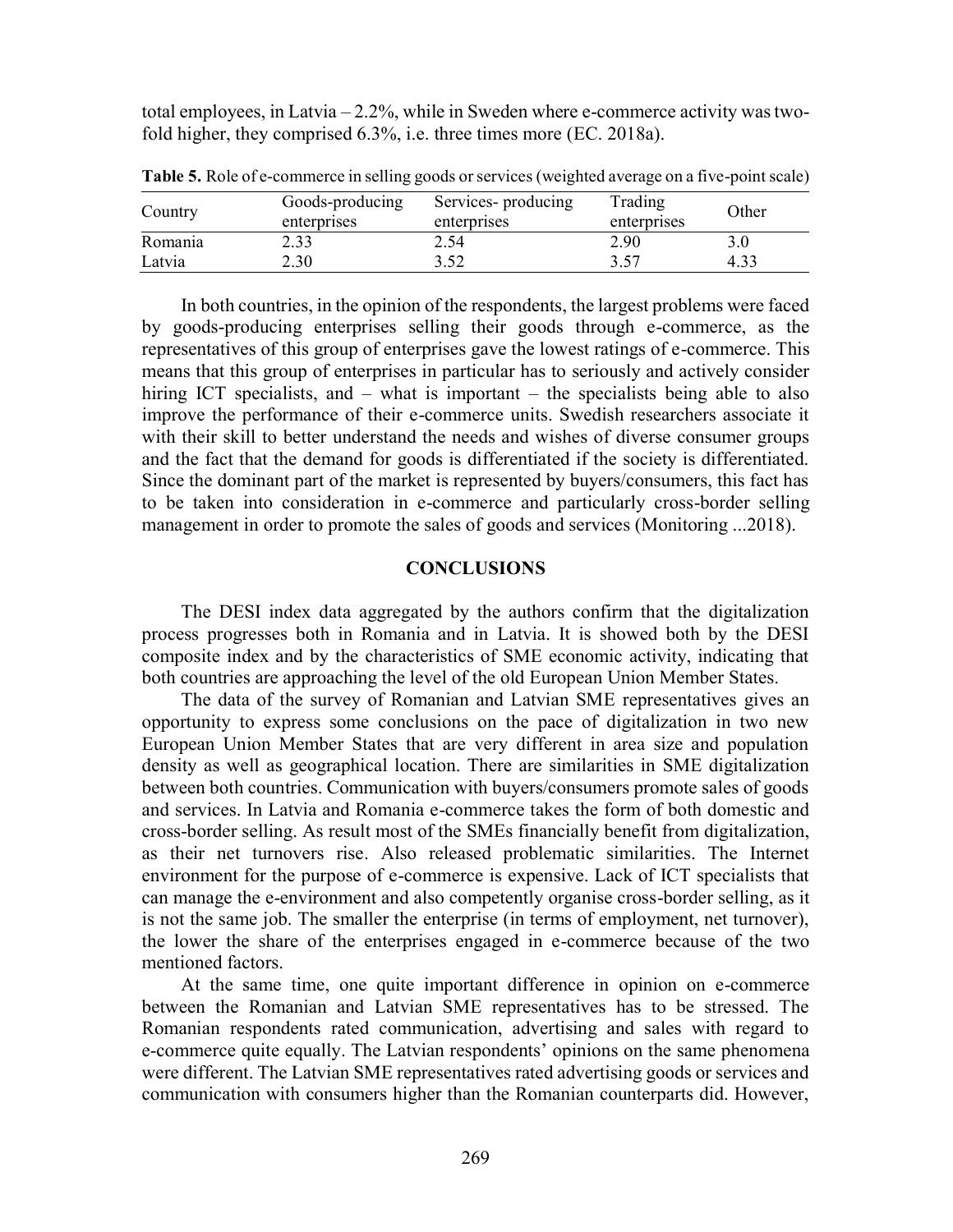total employees, in Latvia – 2.2%, while in Sweden where e-commerce activity was two-fold higher, they comprised 6.3%, i.e. three times more (EC. 2018a).

**Table 5.** Role of e-commerce in selling goods or services (weighted average on a five-point scale)

| Country | Goods-producing enterprises | Services- producing enterprises | Trading enterprises | Other |
|---|---|---|---|---|
| Romania | 2.33 | 2.54 | 2.90 | 3.0 |
| Latvia | 2.30 | 3.52 | 3.57 | 4.33 |

In both countries, in the opinion of the respondents, the largest problems were faced by goods-producing enterprises selling their goods through e-commerce, as the representatives of this group of enterprises gave the lowest ratings of e-commerce. This means that this group of enterprises in particular has to seriously and actively consider hiring ICT specialists, and – what is important – the specialists being able to also improve the performance of their e-commerce units. Swedish researchers associate it with their skill to better understand the needs and wishes of diverse consumer groups and the fact that the demand for goods is differentiated if the society is differentiated. Since the dominant part of the market is represented by buyers/consumers, this fact has to be taken into consideration in e-commerce and particularly cross-border selling management in order to promote the sales of goods and services (Monitoring ...2018).

## CONCLUSIONS

The DESI index data aggregated by the authors confirm that the digitalization process progresses both in Romania and in Latvia. It is showed both by the DESI composite index and by the characteristics of SME economic activity, indicating that both countries are approaching the level of the old European Union Member States.

The data of the survey of Romanian and Latvian SME representatives gives an opportunity to express some conclusions on the pace of digitalization in two new European Union Member States that are very different in area size and population density as well as geographical location. There are similarities in SME digitalization between both countries. Communication with buyers/consumers promote sales of goods and services. In Latvia and Romania e-commerce takes the form of both domestic and cross-border selling. As result most of the SMEs financially benefit from digitalization, as their net turnovers rise. Also released problematic similarities. The Internet environment for the purpose of e-commerce is expensive. Lack of ICT specialists that can manage the e-environment and also competently organise cross-border selling, as it is not the same job. The smaller the enterprise (in terms of employment, net turnover), the lower the share of the enterprises engaged in e-commerce because of the two mentioned factors.

At the same time, one quite important difference in opinion on e-commerce between the Romanian and Latvian SME representatives has to be stressed. The Romanian respondents rated communication, advertising and sales with regard to e-commerce quite equally. The Latvian respondents' opinions on the same phenomena were different. The Latvian SME representatives rated advertising goods or services and communication with consumers higher than the Romanian counterparts did. However,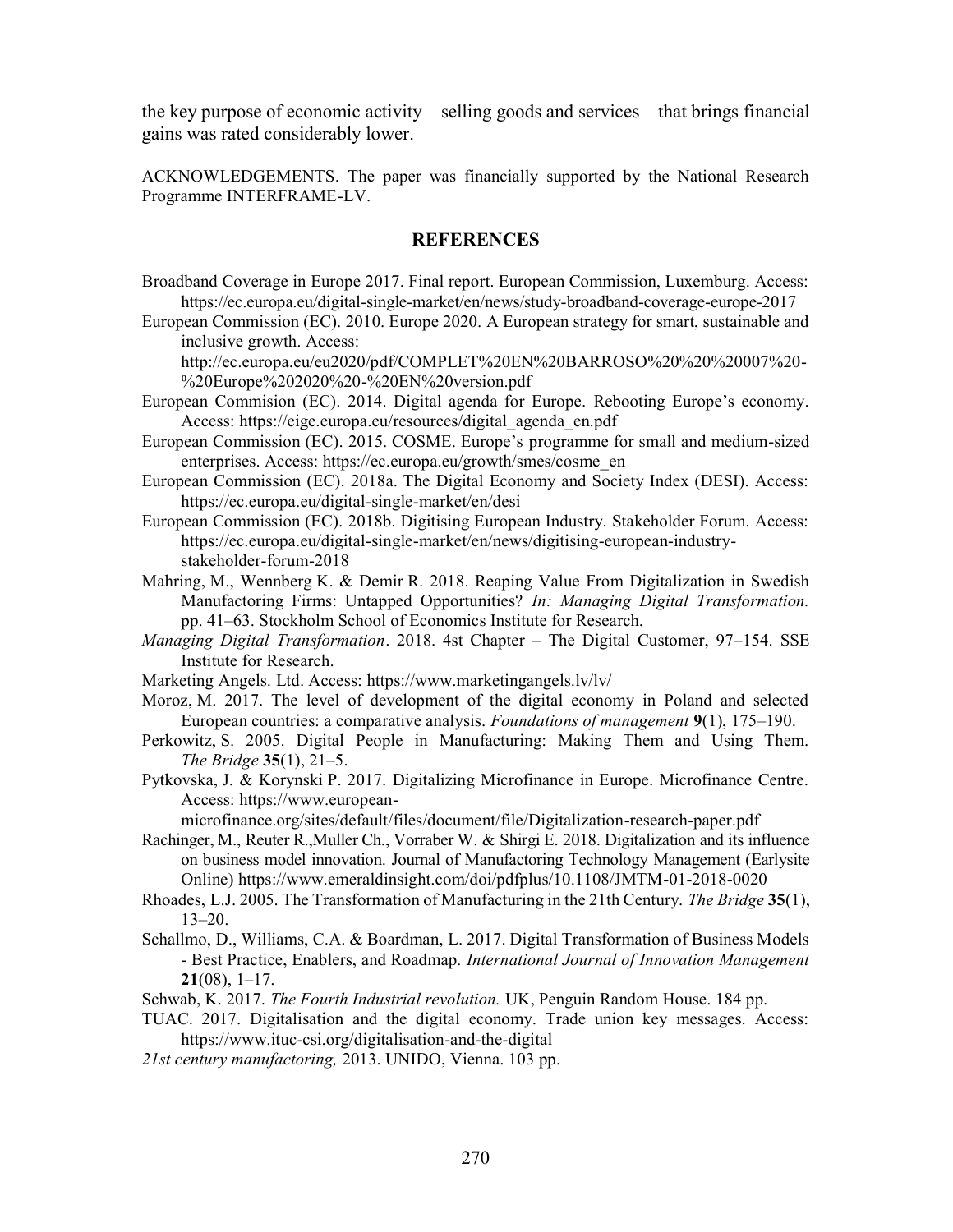the key purpose of economic activity – selling goods and services – that brings financial gains was rated considerably lower.

ACKNOWLEDGEMENTS. The paper was financially supported by the National Research Programme INTERFRAME-LV.

## REFERENCES

Broadband Coverage in Europe 2017. Final report. European Commission, Luxemburg. Access: https://ec.europa.eu/digital-single-market/en/news/study-broadband-coverage-europe-2017

European Commission (EC). 2010. Europe 2020. A European strategy for smart, sustainable and inclusive growth. Access: http://ec.europa.eu/eu2020/pdf/COMPLET%20EN%20BARROSO%20%20%20007%20-%20Europe%202020%20-%20EN%20version.pdf

European Commision (EC). 2014. Digital agenda for Europe. Rebooting Europe's economy. Access: https://eige.europa.eu/resources/digital_agenda_en.pdf

European Commission (EC). 2015. COSME. Europe's programme for small and medium-sized enterprises. Access: https://ec.europa.eu/growth/smes/cosme_en

European Commission (EC). 2018a. The Digital Economy and Society Index (DESI). Access: https://ec.europa.eu/digital-single-market/en/desi

European Commission (EC). 2018b. Digitising European Industry. Stakeholder Forum. Access: https://ec.europa.eu/digital-single-market/en/news/digitising-european-industry-stakeholder-forum-2018

Mahring, M., Wennberg K. & Demir R. 2018. Reaping Value From Digitalization in Swedish Manufactoring Firms: Untapped Opportunities? *In: Managing Digital Transformation.* pp. 41–63. Stockholm School of Economics Institute for Research.

*Managing Digital Transformation*. 2018. 4st Chapter – The Digital Customer, 97–154. SSE Institute for Research.

Marketing Angels. Ltd. Access: https://www.marketingangels.lv/lv/

Moroz, M. 2017. The level of development of the digital economy in Poland and selected European countries: a comparative analysis. *Foundations of management* **9**(1), 175–190.

Perkowitz, S. 2005. Digital People in Manufacturing: Making Them and Using Them. *The Bridge* **35**(1), 21–5.

Pytkovska, J. & Korynski P. 2017. Digitalizing Microfinance in Europe. Microfinance Centre. Access: https://www.european-microfinance.org/sites/default/files/document/file/Digitalization-research-paper.pdf

Rachinger, M., Reuter R.,Muller Ch., Vorraber W. & Shirgi E. 2018. Digitalization and its influence on business model innovation. Journal of Manufactoring Technology Management (Earlysite Online) https://www.emeraldinsight.com/doi/pdfplus/10.1108/JMTM-01-2018-0020

Rhoades, L.J. 2005. The Transformation of Manufacturing in the 21th Century. *The Bridge* **35**(1), 13–20.

Schallmo, D., Williams, C.A. & Boardman, L. 2017. Digital Transformation of Business Models - Best Practice, Enablers, and Roadmap. *International Journal of Innovation Management* **21**(08), 1–17.

Schwab, K. 2017. *The Fourth Industrial revolution.* UK, Penguin Random House. 184 pp.

TUAC. 2017. Digitalisation and the digital economy. Trade union key messages. Access: https://www.ituc-csi.org/digitalisation-and-the-digital

*21st century manufactoring,* 2013. UNIDO, Vienna. 103 pp.